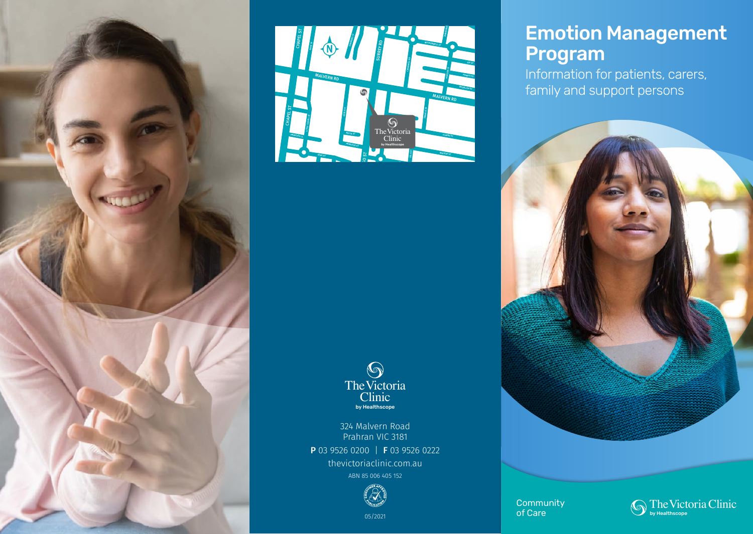The Victoria Clinic
by Healthscope

324 Malvern Road
Prahran VIC 3181

**P** 03 9526 0200 | **F** 03 9526 0222

thevictoriaclinic.com.au

ABN 85 006 405 152

05/2021

# Emotion Management Program

Information for patients, carers, family and support persons

Community of Care

The Victoria Clinic
by Healthscope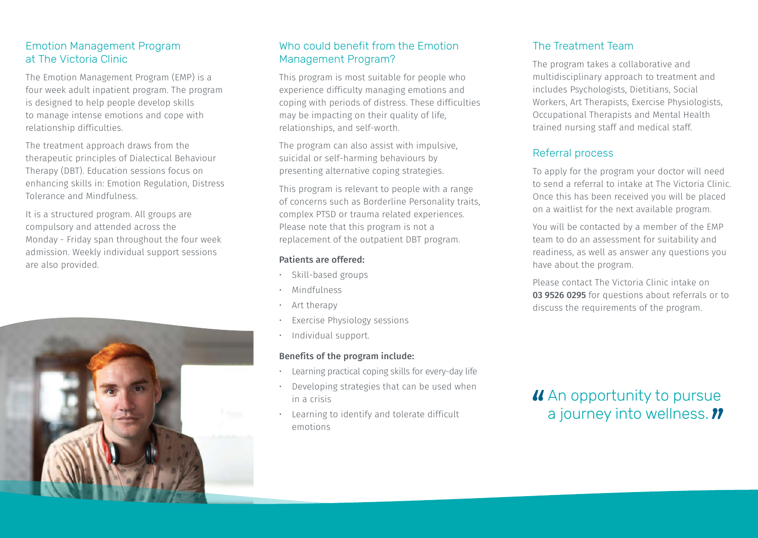## Emotion Management Program at The Victoria Clinic

The Emotion Management Program (EMP) is a four week adult inpatient program. The program is designed to help people develop skills to manage intense emotions and cope with relationship difficulties.

The treatment approach draws from the therapeutic principles of Dialectical Behaviour Therapy (DBT). Education sessions focus on enhancing skills in: Emotion Regulation, Distress Tolerance and Mindfulness.

It is a structured program. All groups are compulsory and attended across the Monday - Friday span throughout the four week admission. Weekly individual support sessions are also provided.

## Who could benefit from the Emotion Management Program?

This program is most suitable for people who experience difficulty managing emotions and coping with periods of distress. These difficulties may be impacting on their quality of life, relationships, and self-worth.

The program can also assist with impulsive, suicidal or self-harming behaviours by presenting alternative coping strategies.

This program is relevant to people with a range of concerns such as Borderline Personality traits, complex PTSD or trauma related experiences. Please note that this program is not a replacement of the outpatient DBT program.

**Patients are offered:**

- Skill-based groups
- Mindfulness
- Art therapy
- Exercise Physiology sessions
- Individual support.

**Benefits of the program include:**

- Learning practical coping skills for every-day life
- Developing strategies that can be used when in a crisis
- Learning to identify and tolerate difficult emotions

## The Treatment Team

The program takes a collaborative and multidisciplinary approach to treatment and includes Psychologists, Dietitians, Social Workers, Art Therapists, Exercise Physiologists, Occupational Therapists and Mental Health trained nursing staff and medical staff.

## Referral process

To apply for the program your doctor will need to send a referral to intake at The Victoria Clinic. Once this has been received you will be placed on a waitlist for the next available program.

You will be contacted by a member of the EMP team to do an assessment for suitability and readiness, as well as answer any questions you have about the program.

Please contact The Victoria Clinic intake on **03 9526 0295** for questions about referrals or to discuss the requirements of the program.

> "An opportunity to pursue a journey into wellness."